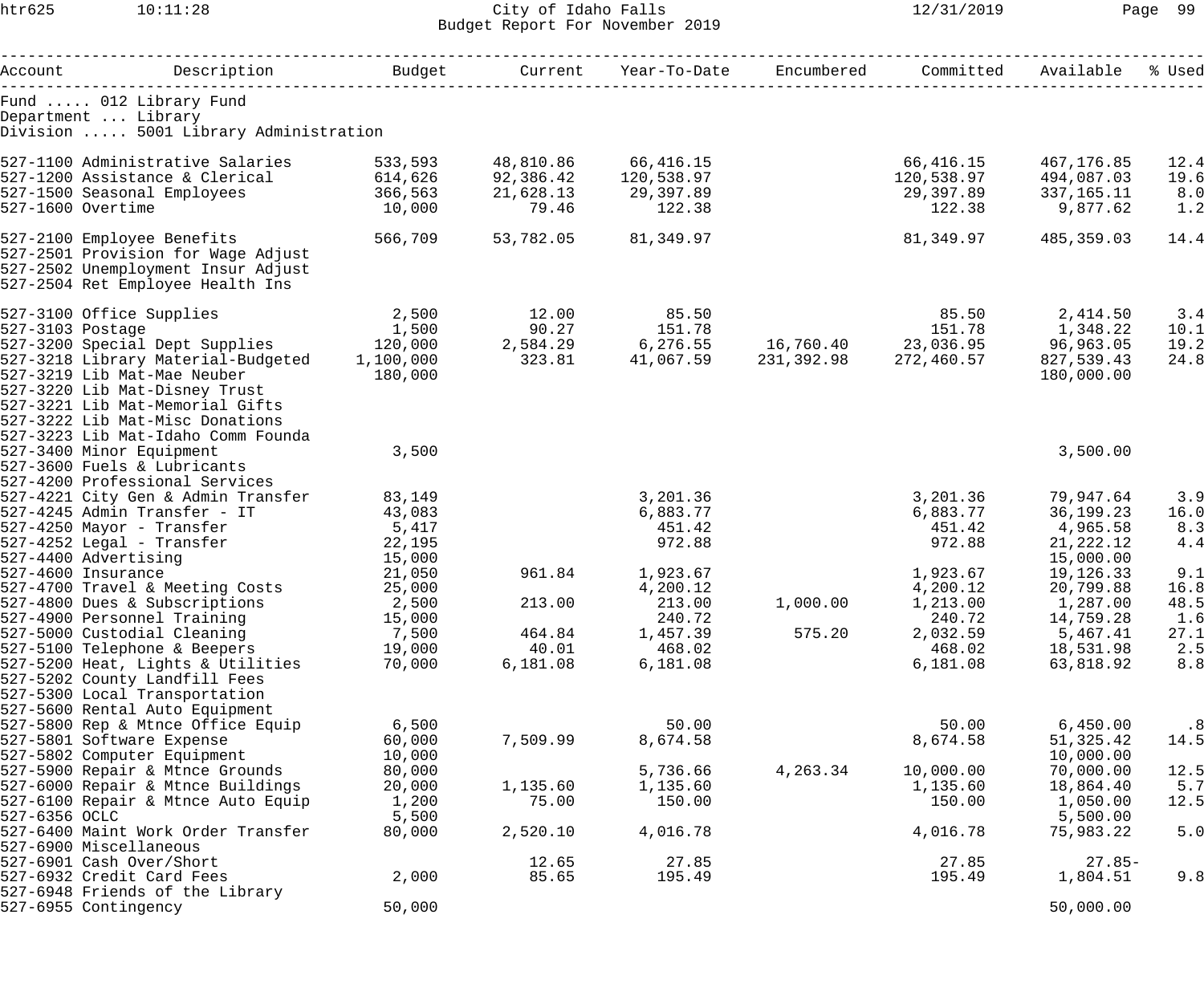City of Idaho Falls
Budget Report For November 2019

Fund ..... 012 Library Fund
Department ... Library
Division ..... 5001 Library Administration

| Account | Description | Budget | Current | Year-To-Date | Encumbered | Committed | Available | % Used |
|---|---|---|---|---|---|---|---|---|
| 527-1100 | Administrative Salaries | 533,593 | 48,810.86 | 66,416.15 | | 66,416.15 | 467,176.85 | 12.4 |
| 527-1200 | Assistance & Clerical | 614,626 | 92,386.42 | 120,538.97 | | 120,538.97 | 494,087.03 | 19.6 |
| 527-1500 | Seasonal Employees | 366,563 | 21,628.13 | 29,397.89 | | 29,397.89 | 337,165.11 | 8.0 |
| 527-1600 | Overtime | 10,000 | 79.46 | 122.38 | | 122.38 | 9,877.62 | 1.2 |
| 527-2100 | Employee Benefits | 566,709 | 53,782.05 | 81,349.97 | | 81,349.97 | 485,359.03 | 14.4 |
| 527-2501 | Provision for Wage Adjust | | | | | | | |
| 527-2502 | Unemployment Insur Adjust | | | | | | | |
| 527-2504 | Ret Employee Health Ins | | | | | | | |
| 527-3100 | Office Supplies | 2,500 | 12.00 | 85.50 | | 85.50 | 2,414.50 | 3.4 |
| 527-3103 | Postage | 1,500 | 90.27 | 151.78 | | 151.78 | 1,348.22 | 10.1 |
| 527-3200 | Special Dept Supplies | 120,000 | 2,584.29 | 6,276.55 | 16,760.40 | 23,036.95 | 96,963.05 | 19.2 |
| 527-3218 | Library Material-Budgeted | 1,100,000 | 323.81 | 41,067.59 | 231,392.98 | 272,460.57 | 827,539.43 | 24.8 |
| 527-3219 | Lib Mat-Mae Neuber | 180,000 | | | | | 180,000.00 | |
| 527-3220 | Lib Mat-Disney Trust | | | | | | | |
| 527-3221 | Lib Mat-Memorial Gifts | | | | | | | |
| 527-3222 | Lib Mat-Misc Donations | | | | | | | |
| 527-3223 | Lib Mat-Idaho Comm Founda | | | | | | | |
| 527-3400 | Minor Equipment | 3,500 | | | | | 3,500.00 | |
| 527-3600 | Fuels & Lubricants | | | | | | | |
| 527-4200 | Professional Services | | | | | | | |
| 527-4221 | City Gen & Admin Transfer | 83,149 | | 3,201.36 | | 3,201.36 | 79,947.64 | 3.9 |
| 527-4245 | Admin Transfer - IT | 43,083 | | 6,883.77 | | 6,883.77 | 36,199.23 | 16.0 |
| 527-4250 | Mayor - Transfer | 5,417 | | 451.42 | | 451.42 | 4,965.58 | 8.3 |
| 527-4252 | Legal - Transfer | 22,195 | | 972.88 | | 972.88 | 21,222.12 | 4.4 |
| 527-4400 | Advertising | 15,000 | | | | | 15,000.00 | |
| 527-4600 | Insurance | 21,050 | 961.84 | 1,923.67 | | 1,923.67 | 19,126.33 | 9.1 |
| 527-4700 | Travel & Meeting Costs | 25,000 | | 4,200.12 | | 4,200.12 | 20,799.88 | 16.8 |
| 527-4800 | Dues & Subscriptions | 2,500 | 213.00 | 213.00 | 1,000.00 | 1,213.00 | 1,287.00 | 48.5 |
| 527-4900 | Personnel Training | 15,000 | | 240.72 | | 240.72 | 14,759.28 | 1.6 |
| 527-5000 | Custodial Cleaning | 7,500 | 464.84 | 1,457.39 | 575.20 | 2,032.59 | 5,467.41 | 27.1 |
| 527-5100 | Telephone & Beepers | 19,000 | 40.01 | 468.02 | | 468.02 | 18,531.98 | 2.5 |
| 527-5200 | Heat, Lights & Utilities | 70,000 | 6,181.08 | 6,181.08 | | 6,181.08 | 63,818.92 | 8.8 |
| 527-5202 | County Landfill Fees | | | | | | | |
| 527-5300 | Local Transportation | | | | | | | |
| 527-5600 | Rental Auto Equipment | | | | | | | |
| 527-5800 | Rep & Mtnce Office Equip | 6,500 | | 50.00 | | 50.00 | 6,450.00 | .8 |
| 527-5801 | Software Expense | 60,000 | 7,509.99 | 8,674.58 | | 8,674.58 | 51,325.42 | 14.5 |
| 527-5802 | Computer Equipment | 10,000 | | | | | 10,000.00 | |
| 527-5900 | Repair & Mtnce Grounds | 80,000 | | 5,736.66 | 4,263.34 | 10,000.00 | 70,000.00 | 12.5 |
| 527-6000 | Repair & Mtnce Buildings | 20,000 | 1,135.60 | 1,135.60 | | 1,135.60 | 18,864.40 | 5.7 |
| 527-6100 | Repair & Mtnce Auto Equip | 1,200 | 75.00 | 150.00 | | 150.00 | 1,050.00 | 12.5 |
| 527-6356 | OCLC | 5,500 | | | | | 5,500.00 | |
| 527-6400 | Maint Work Order Transfer | 80,000 | 2,520.10 | 4,016.78 | | 4,016.78 | 75,983.22 | 5.0 |
| 527-6900 | Miscellaneous | | | | | | | |
| 527-6901 | Cash Over/Short | | 12.65 | 27.85 | | 27.85 | 27.85- | |
| 527-6932 | Credit Card Fees | 2,000 | 85.65 | 195.49 | | 195.49 | 1,804.51 | 9.8 |
| 527-6948 | Friends of the Library | | | | | | | |
| 527-6955 | Contingency | 50,000 | | | | | 50,000.00 | |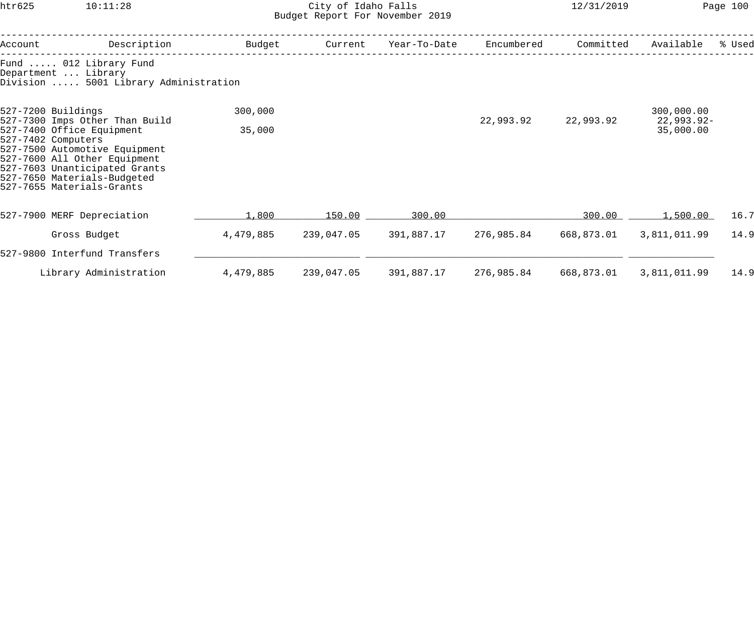City of Idaho Falls
Budget Report For November 2019

Fund ..... 012 Library Fund
Department ... Library
Division ..... 5001 Library Administration

| Account | Description | Budget | Current | Year-To-Date | Encumbered | Committed | Available | % Used |
|---|---|---|---|---|---|---|---|---|
| 527-7200 | Buildings | 300,000 | | | | | 300,000.00 | |
| 527-7300 | Imps Other Than Build | | | | 22,993.92 | 22,993.92 | 22,993.92- | |
| 527-7400 | Office Equipment | 35,000 | | | | | 35,000.00 | |
| 527-7402 | Computers | | | | | | | |
| 527-7500 | Automotive Equipment | | | | | | | |
| 527-7600 | All Other Equipment | | | | | | | |
| 527-7603 | Unanticipated Grants | | | | | | | |
| 527-7650 | Materials-Budgeted | | | | | | | |
| 527-7655 | Materials-Grants | | | | | | | |
| 527-7900 | MERF Depreciation | 1,800 | 150.00 | 300.00 | | 300.00 | 1,500.00 | 16.7 |
| | Gross Budget | 4,479,885 | 239,047.05 | 391,887.17 | 276,985.84 | 668,873.01 | 3,811,011.99 | 14.9 |
| 527-9800 | Interfund Transfers | | | | | | | |
| | Library Administration | 4,479,885 | 239,047.05 | 391,887.17 | 276,985.84 | 668,873.01 | 3,811,011.99 | 14.9 |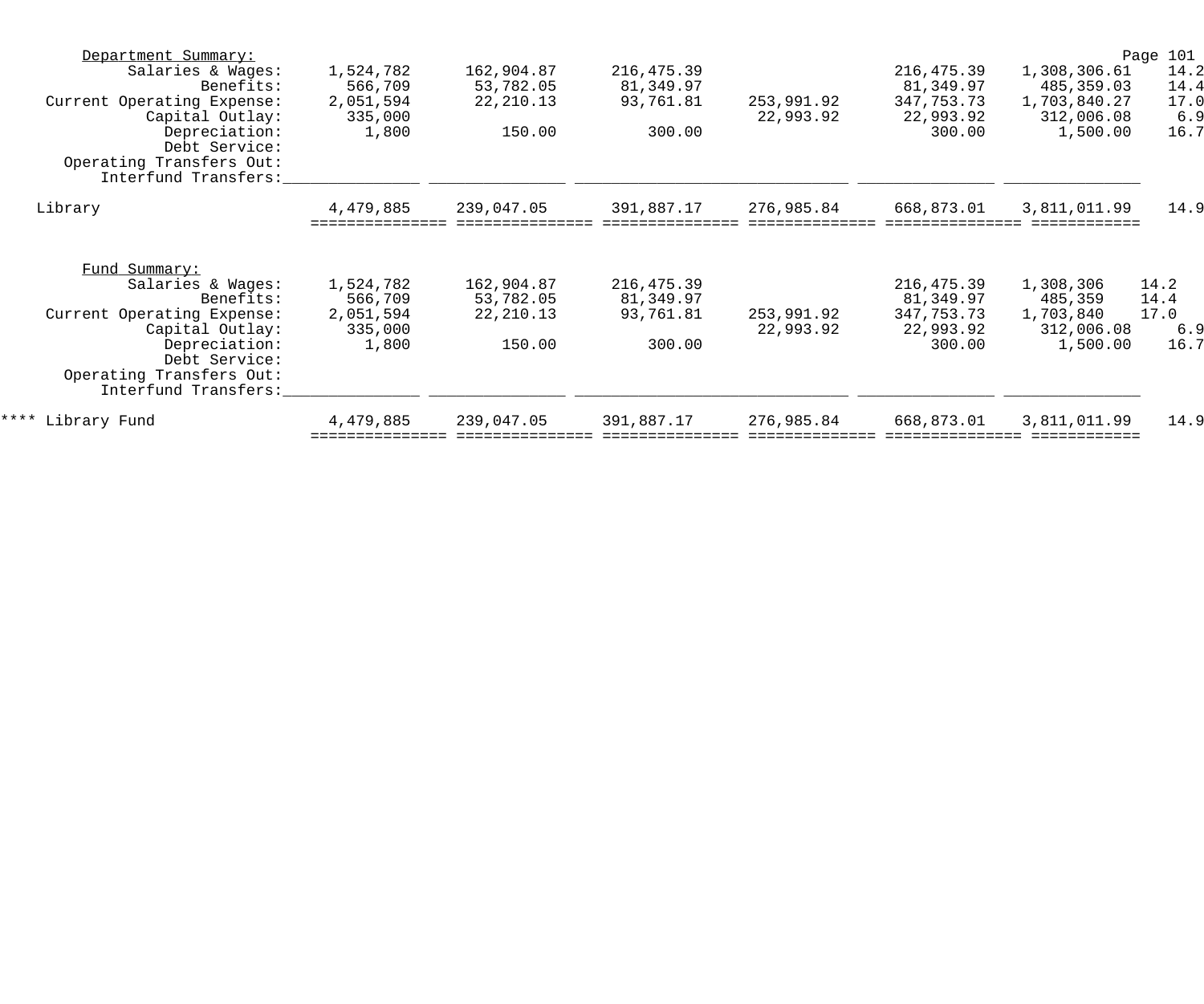**Department Summary:**

| | | | | | | | |
|---|---|---|---|---|---|---|---|
| Salaries & Wages: | 1,524,782 | 162,904.87 | 216,475.39 | | 216,475.39 | 1,308,306.61 | 14.2 |
| Benefits: | 566,709 | 53,782.05 | 81,349.97 | | 81,349.97 | 485,359.03 | 14.4 |
| Current Operating Expense: | 2,051,594 | 22,210.13 | 93,761.81 | 253,991.92 | 347,753.73 | 1,703,840.27 | 17.0 |
| Capital Outlay: | 335,000 | | | 22,993.92 | 22,993.92 | 312,006.08 | 6.9 |
| Depreciation: | 1,800 | 150.00 | 300.00 | | 300.00 | 1,500.00 | 16.7 |
| Debt Service: | | | | | | | |
| Operating Transfers Out: | | | | | | | |
| Interfund Transfers: | | | | | | | |
| Library | 4,479,885 | 239,047.05 | 391,887.17 | 276,985.84 | 668,873.01 | 3,811,011.99 | 14.9 |

**Fund Summary:**

| | | | | | | | |
|---|---|---|---|---|---|---|---|
| Salaries & Wages: | 1,524,782 | 162,904.87 | 216,475.39 | | 216,475.39 | 1,308,306 | 14.2 |
| Benefits: | 566,709 | 53,782.05 | 81,349.97 | | 81,349.97 | 485,359 | 14.4 |
| Current Operating Expense: | 2,051,594 | 22,210.13 | 93,761.81 | 253,991.92 | 347,753.73 | 1,703,840 | 17.0 |
| Capital Outlay: | 335,000 | | | 22,993.92 | 22,993.92 | 312,006.08 | 6.9 |
| Depreciation: | 1,800 | 150.00 | 300.00 | | 300.00 | 1,500.00 | 16.7 |
| Debt Service: | | | | | | | |
| Operating Transfers Out: | | | | | | | |
| Interfund Transfers: | | | | | | | |
| **** Library Fund | 4,479,885 | 239,047.05 | 391,887.17 | 276,985.84 | 668,873.01 | 3,811,011.99 | 14.9 |